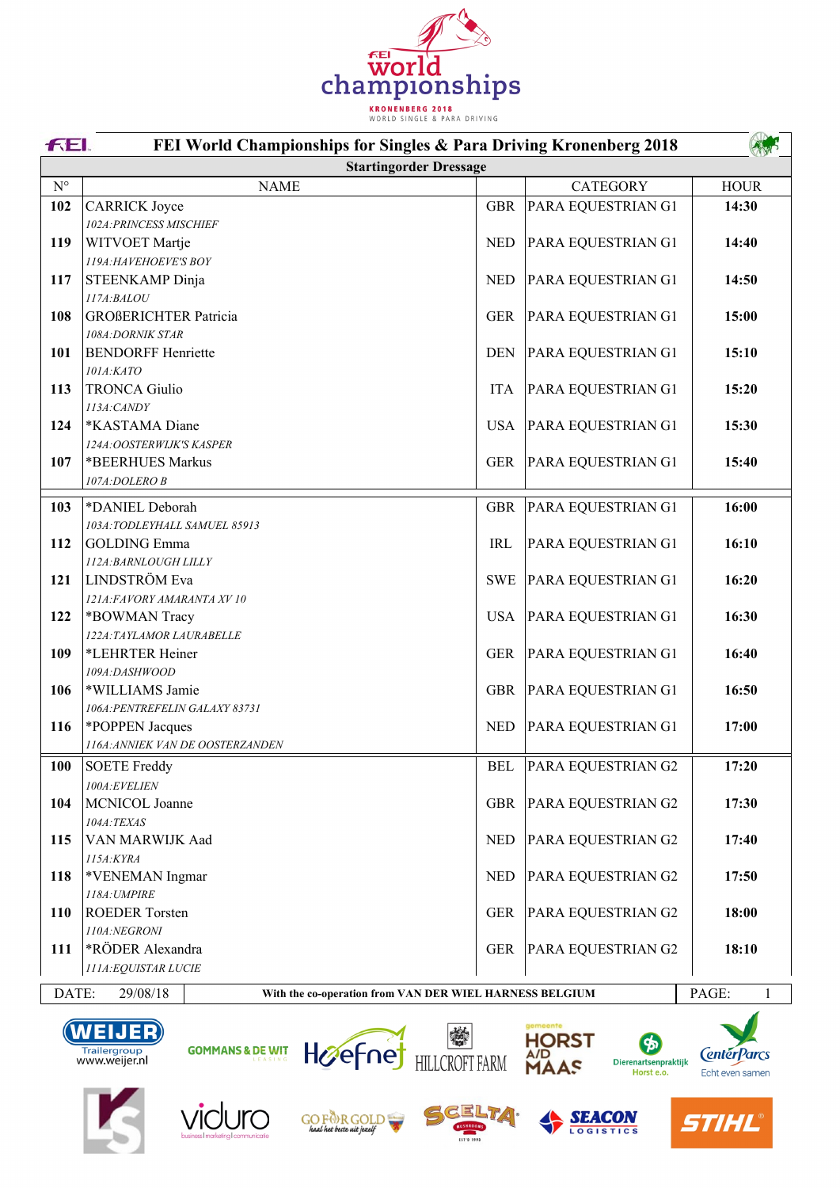# FEI World Championships for Singles & Para Driving Kronenberg 2018

## Startingorder Dressage

| N° | NAME | | CATEGORY | HOUR |
|---|---|---|---|---|
| **102** | CARRICK Joyce<br>*102A:PRINCESS MISCHIEF* | GBR | PARA EQUESTRIAN G1 | **14:30** |
| **119** | WITVOET Martje<br>*119A:HAVEHOEVE'S BOY* | NED | PARA EQUESTRIAN G1 | **14:40** |
| **117** | STEENKAMP Dinja<br>*117A:BALOU* | NED | PARA EQUESTRIAN G1 | **14:50** |
| **108** | GROßERICHTER Patricia<br>*108A:DORNIK STAR* | GER | PARA EQUESTRIAN G1 | **15:00** |
| **101** | BENDORFF Henriette<br>*101A:KATO* | DEN | PARA EQUESTRIAN G1 | **15:10** |
| **113** | TRONCA Giulio<br>*113A:CANDY* | ITA | PARA EQUESTRIAN G1 | **15:20** |
| **124** | *KASTAMA Diane<br>*124A:OOSTERWIJK'S KASPER* | USA | PARA EQUESTRIAN G1 | **15:30** |
| **107** | *BEERHUES Markus<br>*107A:DOLERO B* | GER | PARA EQUESTRIAN G1 | **15:40** |
| **103** | *DANIEL Deborah<br>*103A:TODLEYHALL SAMUEL 85913* | GBR | PARA EQUESTRIAN G1 | **16:00** |
| **112** | GOLDING Emma<br>*112A:BARNLOUGH LILLY* | IRL | PARA EQUESTRIAN G1 | **16:10** |
| **121** | LINDSTRÖM Eva<br>*121A:FAVORY AMARANTA XV 10* | SWE | PARA EQUESTRIAN G1 | **16:20** |
| **122** | *BOWMAN Tracy<br>*122A:TAYLAMOR LAURABELLE* | USA | PARA EQUESTRIAN G1 | **16:30** |
| **109** | *LEHRTER Heiner<br>*109A:DASHWOOD* | GER | PARA EQUESTRIAN G1 | **16:40** |
| **106** | *WILLIAMS Jamie<br>*106A:PENTREFELIN GALAXY 83731* | GBR | PARA EQUESTRIAN G1 | **16:50** |
| **116** | *POPPEN Jacques<br>*116A:ANNIEK VAN DE OOSTERZANDEN* | NED | PARA EQUESTRIAN G1 | **17:00** |
| **100** | SOETE Freddy<br>*100A:EVELIEN* | BEL | PARA EQUESTRIAN G2 | **17:20** |
| **104** | MCNICOL Joanne<br>*104A:TEXAS* | GBR | PARA EQUESTRIAN G2 | **17:30** |
| **115** | VAN MARWIJK Aad<br>*115A:KYRA* | NED | PARA EQUESTRIAN G2 | **17:40** |
| **118** | *VENEMAN Ingmar<br>*118A:UMPIRE* | NED | PARA EQUESTRIAN G2 | **17:50** |
| **110** | ROEDER Torsten<br>*110A:NEGRONI* | GER | PARA EQUESTRIAN G2 | **18:00** |
| **111** | *RÖDER Alexandra<br>*111A:EQUISTAR LUCIE* | GER | PARA EQUESTRIAN G2 | **18:10** |

DATE: 29/08/18 — **With the co-operation from VAN DER WIEL HARNESS BELGIUM**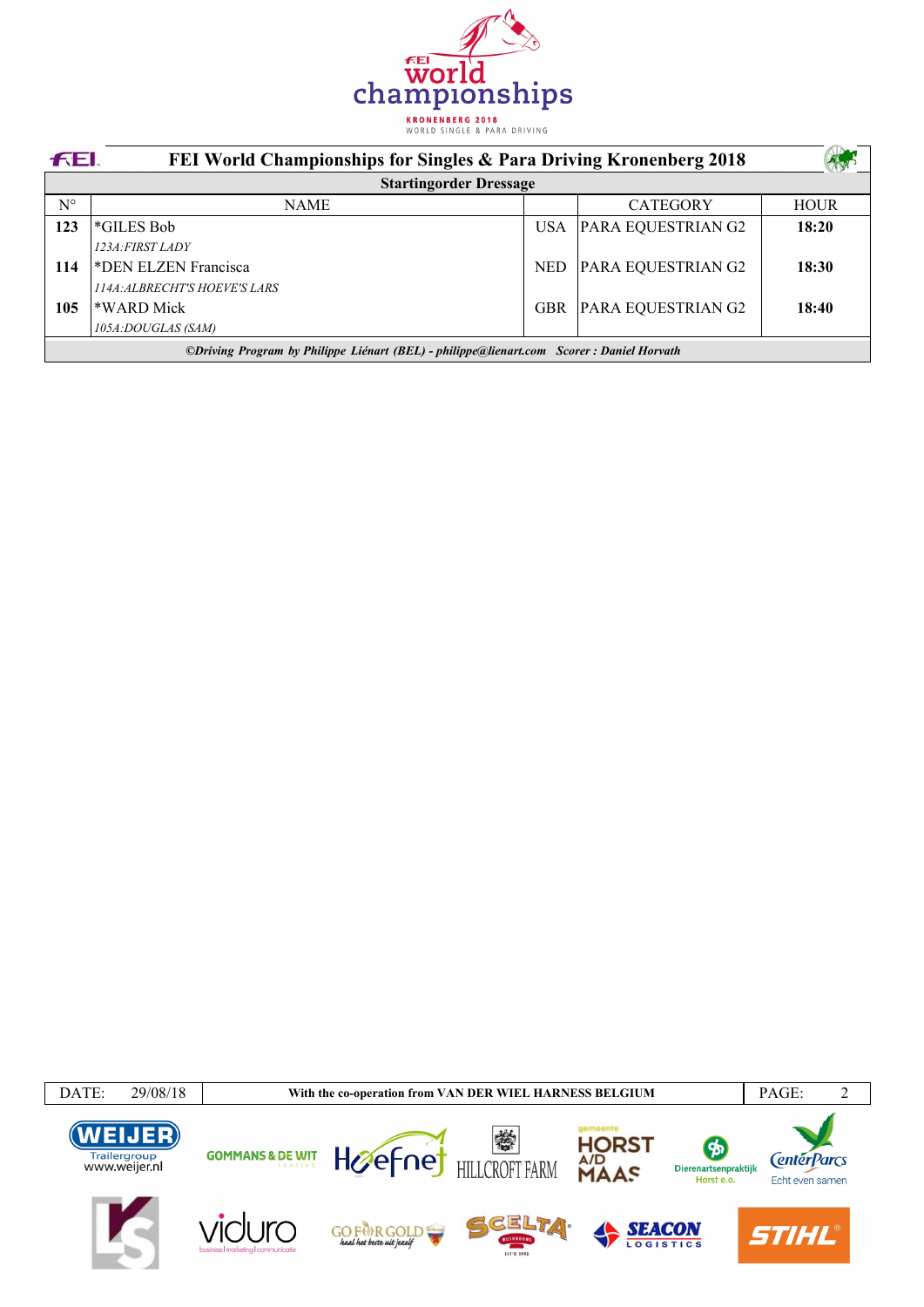# FEI World Championships for Singles & Para Driving Kronenberg 2018

## Startingorder Dressage

| N° | NAME | | CATEGORY | HOUR |
|---|---|---|---|---|
| **123** | *GILES Bob<br>*123A:FIRST LADY* | USA | PARA EQUESTRIAN G2 | **18:20** |
| **114** | *DEN ELZEN Francisca<br>*114A:ALBRECHT'S HOEVE'S LARS* | NED | PARA EQUESTRIAN G2 | **18:30** |
| **105** | *WARD Mick<br>*105A:DOUGLAS (SAM)* | GBR | PARA EQUESTRIAN G2 | **18:40** |

***©Driving Program by Philippe Liénart (BEL) - philippe@lienart.com   Scorer : Daniel Horvath***

| DATE: 29/08/18 | With the co-operation from VAN DER WIEL HARNESS BELGIUM |
|---|---|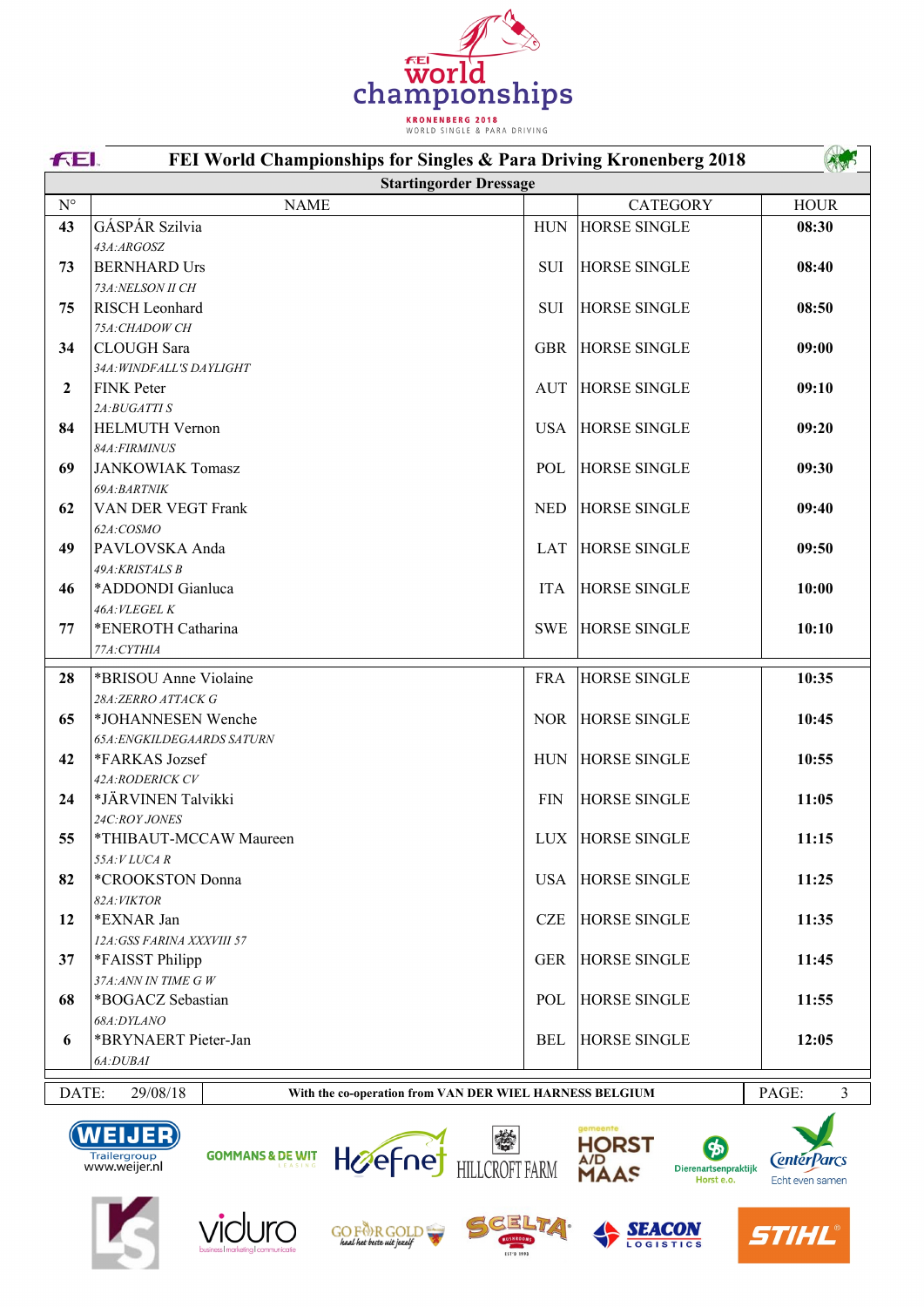# FEI World Championships for Singles & Para Driving Kronenberg 2018

## Startingorder Dressage

| N° | NAME | | CATEGORY | HOUR |
|---|---|---|---|---|
| **43** | GÁSPÁR Szilvia<br>*43A:ARGOSZ* | HUN | HORSE SINGLE | **08:30** |
| **73** | BERNHARD Urs<br>*73A:NELSON II CH* | SUI | HORSE SINGLE | **08:40** |
| **75** | RISCH Leonhard<br>*75A:CHADOW CH* | SUI | HORSE SINGLE | **08:50** |
| **34** | CLOUGH Sara<br>*34A:WINDFALL'S DAYLIGHT* | GBR | HORSE SINGLE | **09:00** |
| **2** | FINK Peter<br>*2A:BUGATTI S* | AUT | HORSE SINGLE | **09:10** |
| **84** | HELMUTH Vernon<br>*84A:FIRMINUS* | USA | HORSE SINGLE | **09:20** |
| **69** | JANKOWIAK Tomasz<br>*69A:BARTNIK* | POL | HORSE SINGLE | **09:30** |
| **62** | VAN DER VEGT Frank<br>*62A:COSMO* | NED | HORSE SINGLE | **09:40** |
| **49** | PAVLOVSKA Anda<br>*49A:KRISTALS B* | LAT | HORSE SINGLE | **09:50** |
| **46** | *ADDONDI Gianluca<br>*46A:VLEGEL K* | ITA | HORSE SINGLE | **10:00** |
| **77** | *ENEROTH Catharina<br>*77A:CYTHIA* | SWE | HORSE SINGLE | **10:10** |
| **28** | *BRISOU Anne Violaine<br>*28A:ZERRO ATTACK G* | FRA | HORSE SINGLE | **10:35** |
| **65** | *JOHANNESEN Wenche<br>*65A:ENGKILDEGAARDS SATURN* | NOR | HORSE SINGLE | **10:45** |
| **42** | *FARKAS Jozsef<br>*42A:RODERICK CV* | HUN | HORSE SINGLE | **10:55** |
| **24** | *JÄRVINEN Talvikki<br>*24C:ROY JONES* | FIN | HORSE SINGLE | **11:05** |
| **55** | *THIBAUT-MCCAW Maureen<br>*55A:V LUCA R* | LUX | HORSE SINGLE | **11:15** |
| **82** | *CROOKSTON Donna<br>*82A:VIKTOR* | USA | HORSE SINGLE | **11:25** |
| **12** | *EXNAR Jan<br>*12A:GSS FARINA XXXVIII 57* | CZE | HORSE SINGLE | **11:35** |
| **37** | *FAISST Philipp<br>*37A:ANN IN TIME G W* | GER | HORSE SINGLE | **11:45** |
| **68** | *BOGACZ Sebastian<br>*68A:DYLANO* | POL | HORSE SINGLE | **11:55** |
| **6** | *BRYNAERT Pieter-Jan<br>*6A:DUBAI* | BEL | HORSE SINGLE | **12:05** |

DATE: 29/08/18 — **With the co-operation from VAN DER WIEL HARNESS BELGIUM**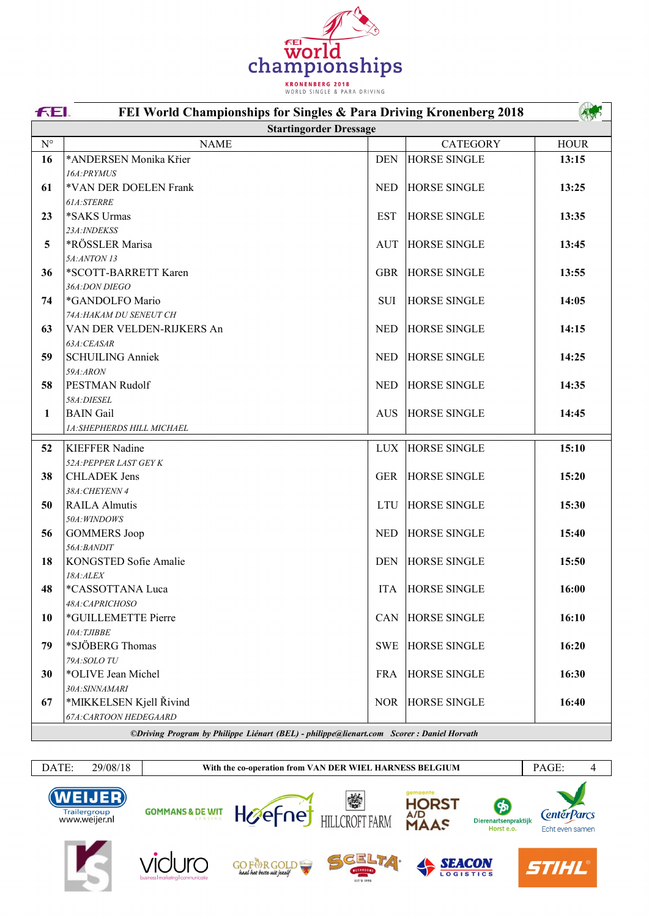# FEI World Championships for Singles & Para Driving Kronenberg 2018

## Startingorder Dressage

| N° | NAME | | CATEGORY | HOUR |
|---|---|---|---|---|
| 16 | *ANDERSEN Monika Křier<br>*16A:PRYMUS* | DEN | HORSE SINGLE | 13:15 |
| 61 | *VAN DER DOELEN Frank<br>*61A:STERRE* | NED | HORSE SINGLE | 13:25 |
| 23 | *SAKS Urmas<br>*23A:INDEKSS* | EST | HORSE SINGLE | 13:35 |
| 5 | *RÖSSLER Marisa<br>*5A:ANTON 13* | AUT | HORSE SINGLE | 13:45 |
| 36 | *SCOTT-BARRETT Karen<br>*36A:DON DIEGO* | GBR | HORSE SINGLE | 13:55 |
| 74 | *GANDOLFO Mario<br>*74A:HAKAM DU SENEUT CH* | SUI | HORSE SINGLE | 14:05 |
| 63 | VAN DER VELDEN-RIJKERS An<br>*63A:CEASAR* | NED | HORSE SINGLE | 14:15 |
| 59 | SCHUILING Anniek<br>*59A:ARON* | NED | HORSE SINGLE | 14:25 |
| 58 | PESTMAN Rudolf<br>*58A:DIESEL* | NED | HORSE SINGLE | 14:35 |
| 1 | BAIN Gail<br>*1A:SHEPHERDS HILL MICHAEL* | AUS | HORSE SINGLE | 14:45 |
| 52 | KIEFFER Nadine<br>*52A:PEPPER LAST GEY K* | LUX | HORSE SINGLE | 15:10 |
| 38 | CHLADEK Jens<br>*38A:CHEYENN 4* | GER | HORSE SINGLE | 15:20 |
| 50 | RAILA Almutis<br>*50A:WINDOWS* | LTU | HORSE SINGLE | 15:30 |
| 56 | GOMMERS Joop<br>*56A:BANDIT* | NED | HORSE SINGLE | 15:40 |
| 18 | KONGSTED Sofie Amalie<br>*18A:ALEX* | DEN | HORSE SINGLE | 15:50 |
| 48 | *CASSOTTANA Luca<br>*48A:CAPRICHOSO* | ITA | HORSE SINGLE | 16:00 |
| 10 | *GUILLEMETTE Pierre<br>*10A:TJIBBE* | CAN | HORSE SINGLE | 16:10 |
| 79 | *SJÖBERG Thomas<br>*79A:SOLO TU* | SWE | HORSE SINGLE | 16:20 |
| 30 | *OLIVE Jean Michel<br>*30A:SINNAMARI* | FRA | HORSE SINGLE | 16:30 |
| 67 | *MIKKELSEN Kjell Řivind<br>*67A:CARTOON HEDEGAARD* | NOR | HORSE SINGLE | 16:40 |

*©Driving Program by Philippe Liénart (BEL) - philippe@lienart.com Scorer : Daniel Horvath*

DATE: 29/08/18 — With the co-operation from VAN DER WIEL HARNESS BELGIUM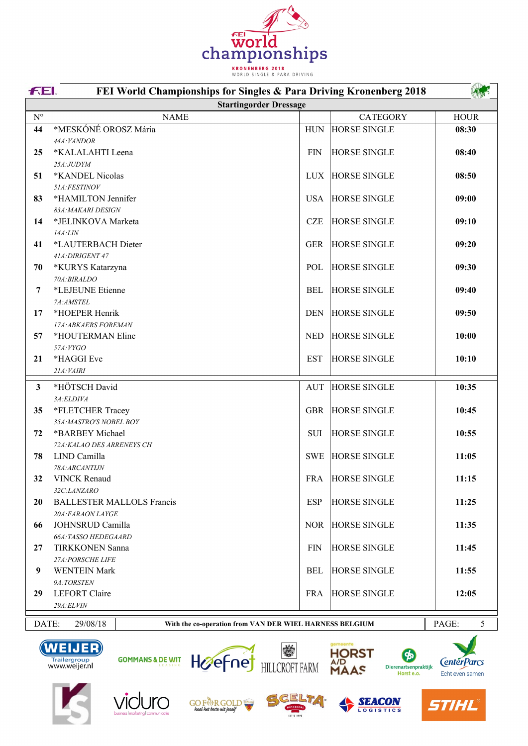# FEI World Championships for Singles & Para Driving Kronenberg 2018

## Startingorder Dressage

| N° | NAME | | CATEGORY | HOUR |
|---|---|---|---|---|
| **44** | *MESKÓNÉ OROSZ Mária<br>*44A:VANDOR* | HUN | HORSE SINGLE | **08:30** |
| **25** | *KALAHALTI Leena<br>*25A:JUDYM* | FIN | HORSE SINGLE | **08:40** |
| **51** | *KANDEL Nicolas<br>*51A:FESTINOV* | LUX | HORSE SINGLE | **08:50** |
| **83** | *HAMILTON Jennifer<br>*83A:MAKARI DESIGN* | USA | HORSE SINGLE | **09:00** |
| **14** | *JELINKOVA Marketa<br>*14A:LIN* | CZE | HORSE SINGLE | **09:10** |
| **41** | *LAUTERBACH Dieter<br>*41A:DIRIGENT 47* | GER | HORSE SINGLE | **09:20** |
| **70** | *KURYS Katarzyna<br>*70A:BIRALDO* | POL | HORSE SINGLE | **09:30** |
| **7** | *LEJEUNE Etienne<br>*7A:AMSTEL* | BEL | HORSE SINGLE | **09:40** |
| **17** | *HOEPER Henrik<br>*17A:ABKAERS FOREMAN* | DEN | HORSE SINGLE | **09:50** |
| **57** | *HOUTERMAN Eline<br>*57A:VYGO* | NED | HORSE SINGLE | **10:00** |
| **21** | *HAGGI Eve<br>*21A:VAIRI* | EST | HORSE SINGLE | **10:10** |
| **3** | *HÖTSCH David<br>*3A:ELDIVA* | AUT | HORSE SINGLE | **10:35** |
| **35** | *FLETCHER Tracey<br>*35A:MASTRO'S NOBEL BOY* | GBR | HORSE SINGLE | **10:45** |
| **72** | *BARBEY Michael<br>*72A:KALAO DES ARRENEYS CH* | SUI | HORSE SINGLE | **10:55** |
| **78** | LIND Camilla<br>*78A:ARCANTIJN* | SWE | HORSE SINGLE | **11:05** |
| **32** | VINCK Renaud<br>*32C:LANZARO* | FRA | HORSE SINGLE | **11:15** |
| **20** | BALLESTER MALLOLS Francis<br>*20A:FARAON LAYGE* | ESP | HORSE SINGLE | **11:25** |
| **66** | JOHNSRUD Camilla<br>*66A:TASSO HEDEGAARD* | NOR | HORSE SINGLE | **11:35** |
| **27** | TIRKKONEN Sanna<br>*27A:PORSCHE LIFE* | FIN | HORSE SINGLE | **11:45** |
| **9** | WENTEIN Mark<br>*9A:TORSTEN* | BEL | HORSE SINGLE | **11:55** |
| **29** | LEFORT Claire<br>*29A:ELVIN* | FRA | HORSE SINGLE | **12:05** |

DATE: 29/08/18 — **With the co-operation from VAN DER WIEL HARNESS BELGIUM** — PAGE: 5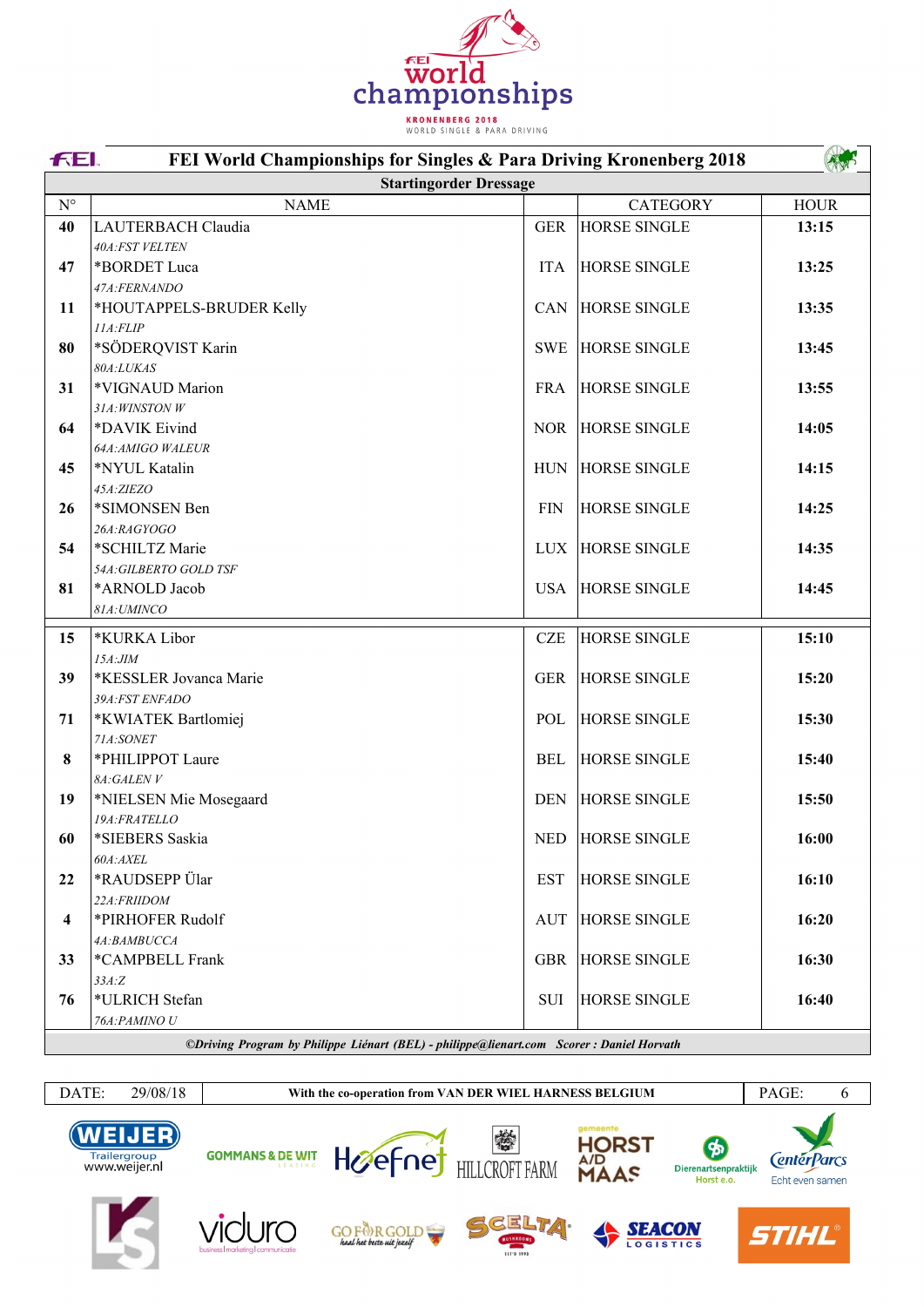# FEI World Championships for Singles & Para Driving Kronenberg 2018

## Startingorder Dressage

| N° | NAME | | CATEGORY | HOUR |
|---|---|---|---|---|
| **40** | LAUTERBACH Claudia<br>*40A:FST VELTEN* | GER | HORSE SINGLE | **13:15** |
| **47** | *BORDET Luca<br>*47A:FERNANDO* | ITA | HORSE SINGLE | **13:25** |
| **11** | *HOUTAPPELS-BRUDER Kelly<br>*11A:FLIP* | CAN | HORSE SINGLE | **13:35** |
| **80** | *SÖDERQVIST Karin<br>*80A:LUKAS* | SWE | HORSE SINGLE | **13:45** |
| **31** | *VIGNAUD Marion<br>*31A:WINSTON W* | FRA | HORSE SINGLE | **13:55** |
| **64** | *DAVIK Eivind<br>*64A:AMIGO WALEUR* | NOR | HORSE SINGLE | **14:05** |
| **45** | *NYUL Katalin<br>*45A:ZIEZO* | HUN | HORSE SINGLE | **14:15** |
| **26** | *SIMONSEN Ben<br>*26A:RAGYOGO* | FIN | HORSE SINGLE | **14:25** |
| **54** | *SCHILTZ Marie<br>*54A:GILBERTO GOLD TSF* | LUX | HORSE SINGLE | **14:35** |
| **81** | *ARNOLD Jacob<br>*81A:UMINCO* | USA | HORSE SINGLE | **14:45** |
| **15** | *KURKA Libor<br>*15A:JIM* | CZE | HORSE SINGLE | **15:10** |
| **39** | *KESSLER Jovanca Marie<br>*39A:FST ENFADO* | GER | HORSE SINGLE | **15:20** |
| **71** | *KWIATEK Bartlomiej<br>*71A:SONET* | POL | HORSE SINGLE | **15:30** |
| **8** | *PHILIPPOT Laure<br>*8A:GALEN V* | BEL | HORSE SINGLE | **15:40** |
| **19** | *NIELSEN Mie Mosegaard<br>*19A:FRATELLO* | DEN | HORSE SINGLE | **15:50** |
| **60** | *SIEBERS Saskia<br>*60A:AXEL* | NED | HORSE SINGLE | **16:00** |
| **22** | *RAUDSEPP Ülar<br>*22A:FRIIDOM* | EST | HORSE SINGLE | **16:10** |
| **4** | *PIRHOFER Rudolf<br>*4A:BAMBUCCA* | AUT | HORSE SINGLE | **16:20** |
| **33** | *CAMPBELL Frank<br>*33A:Z* | GBR | HORSE SINGLE | **16:30** |
| **76** | *ULRICH Stefan<br>*76A:PAMINO U* | SUI | HORSE SINGLE | **16:40** |

***©Driving Program by Philippe Liénart (BEL) - philippe@lienart.com Scorer : Daniel Horvath***

DATE: 29/08/18 | **With the co-operation from VAN DER WIEL HARNESS BELGIUM**